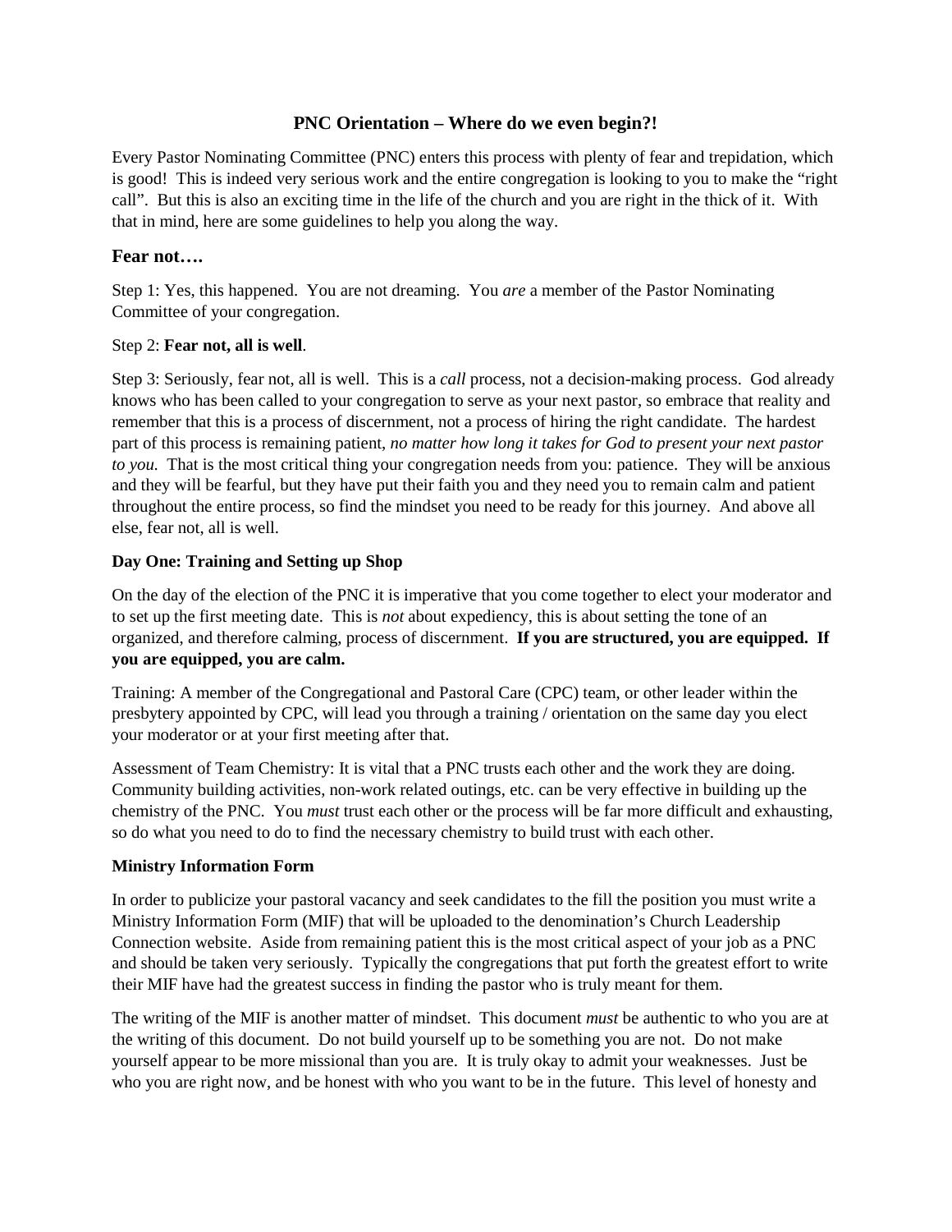# PNC Orientation – Where do we even begin?!

Every Pastor Nominating Committee (PNC) enters this process with plenty of fear and trepidation, which is good! This is indeed very serious work and the entire congregation is looking to you to make the "right call". But this is also an exciting time in the life of the church and you are right in the thick of it. With that in mind, here are some guidelines to help you along the way.

## Fear not….

Step 1: Yes, this happened. You are not dreaming. You *are* a member of the Pastor Nominating Committee of your congregation.

Step 2: **Fear not, all is well**.

Step 3: Seriously, fear not, all is well. This is a *call* process, not a decision-making process. God already knows who has been called to your congregation to serve as your next pastor, so embrace that reality and remember that this is a process of discernment, not a process of hiring the right candidate. The hardest part of this process is remaining patient, *no matter how long it takes for God to present your next pastor to you.* That is the most critical thing your congregation needs from you: patience. They will be anxious and they will be fearful, but they have put their faith you and they need you to remain calm and patient throughout the entire process, so find the mindset you need to be ready for this journey. And above all else, fear not, all is well.

### Day One: Training and Setting up Shop

On the day of the election of the PNC it is imperative that you come together to elect your moderator and to set up the first meeting date. This is *not* about expediency, this is about setting the tone of an organized, and therefore calming, process of discernment. **If you are structured, you are equipped. If you are equipped, you are calm.**

Training: A member of the Congregational and Pastoral Care (CPC) team, or other leader within the presbytery appointed by CPC, will lead you through a training / orientation on the same day you elect your moderator or at your first meeting after that.

Assessment of Team Chemistry: It is vital that a PNC trusts each other and the work they are doing. Community building activities, non-work related outings, etc. can be very effective in building up the chemistry of the PNC. You *must* trust each other or the process will be far more difficult and exhausting, so do what you need to do to find the necessary chemistry to build trust with each other.

### Ministry Information Form

In order to publicize your pastoral vacancy and seek candidates to the fill the position you must write a Ministry Information Form (MIF) that will be uploaded to the denomination's Church Leadership Connection website. Aside from remaining patient this is the most critical aspect of your job as a PNC and should be taken very seriously. Typically the congregations that put forth the greatest effort to write their MIF have had the greatest success in finding the pastor who is truly meant for them.

The writing of the MIF is another matter of mindset. This document *must* be authentic to who you are at the writing of this document. Do not build yourself up to be something you are not. Do not make yourself appear to be more missional than you are. It is truly okay to admit your weaknesses. Just be who you are right now, and be honest with who you want to be in the future. This level of honesty and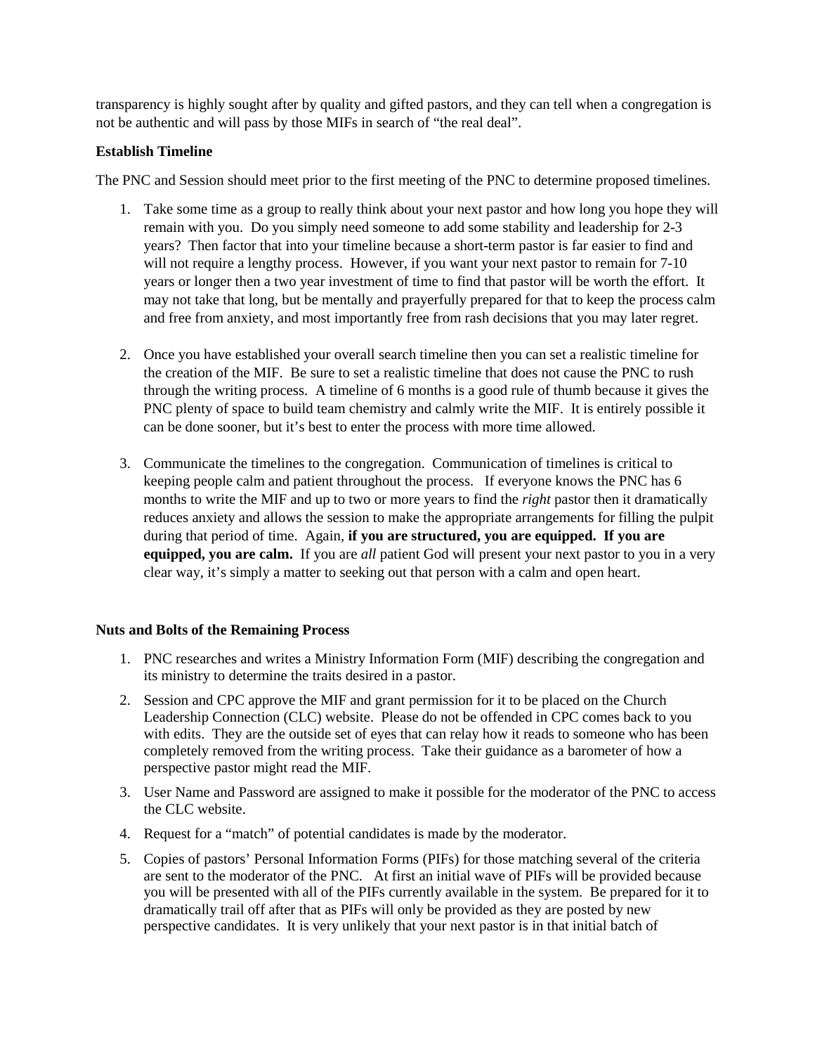transparency is highly sought after by quality and gifted pastors, and they can tell when a congregation is not be authentic and will pass by those MIFs in search of "the real deal".

**Establish Timeline**

The PNC and Session should meet prior to the first meeting of the PNC to determine proposed timelines.

1. Take some time as a group to really think about your next pastor and how long you hope they will remain with you. Do you simply need someone to add some stability and leadership for 2-3 years? Then factor that into your timeline because a short-term pastor is far easier to find and will not require a lengthy process. However, if you want your next pastor to remain for 7-10 years or longer then a two year investment of time to find that pastor will be worth the effort. It may not take that long, but be mentally and prayerfully prepared for that to keep the process calm and free from anxiety, and most importantly free from rash decisions that you may later regret.

2. Once you have established your overall search timeline then you can set a realistic timeline for the creation of the MIF. Be sure to set a realistic timeline that does not cause the PNC to rush through the writing process. A timeline of 6 months is a good rule of thumb because it gives the PNC plenty of space to build team chemistry and calmly write the MIF. It is entirely possible it can be done sooner, but it's best to enter the process with more time allowed.

3. Communicate the timelines to the congregation. Communication of timelines is critical to keeping people calm and patient throughout the process. If everyone knows the PNC has 6 months to write the MIF and up to two or more years to find the *right* pastor then it dramatically reduces anxiety and allows the session to make the appropriate arrangements for filling the pulpit during that period of time. Again, **if you are structured, you are equipped. If you are equipped, you are calm.** If you are *all* patient God will present your next pastor to you in a very clear way, it's simply a matter to seeking out that person with a calm and open heart.

**Nuts and Bolts of the Remaining Process**

1. PNC researches and writes a Ministry Information Form (MIF) describing the congregation and its ministry to determine the traits desired in a pastor.
2. Session and CPC approve the MIF and grant permission for it to be placed on the Church Leadership Connection (CLC) website. Please do not be offended in CPC comes back to you with edits. They are the outside set of eyes that can relay how it reads to someone who has been completely removed from the writing process. Take their guidance as a barometer of how a perspective pastor might read the MIF.
3. User Name and Password are assigned to make it possible for the moderator of the PNC to access the CLC website.
4. Request for a "match" of potential candidates is made by the moderator.
5. Copies of pastors' Personal Information Forms (PIFs) for those matching several of the criteria are sent to the moderator of the PNC. At first an initial wave of PIFs will be provided because you will be presented with all of the PIFs currently available in the system. Be prepared for it to dramatically trail off after that as PIFs will only be provided as they are posted by new perspective candidates. It is very unlikely that your next pastor is in that initial batch of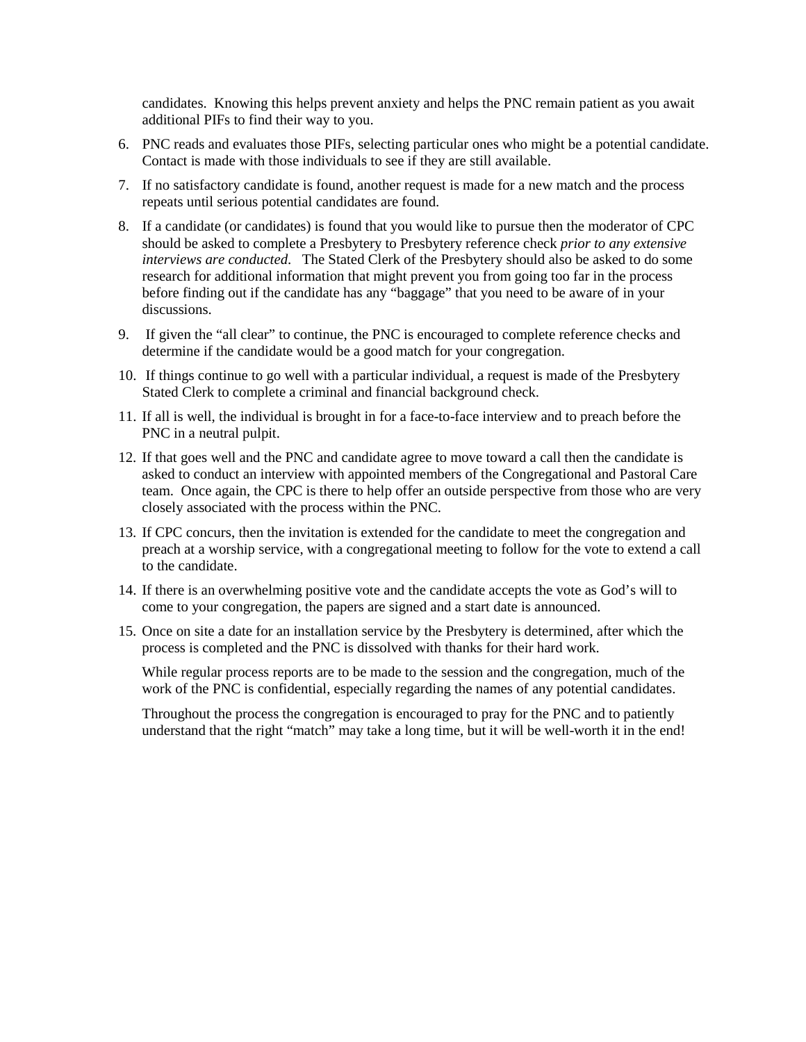candidates. Knowing this helps prevent anxiety and helps the PNC remain patient as you await additional PIFs to find their way to you.

6. PNC reads and evaluates those PIFs, selecting particular ones who might be a potential candidate. Contact is made with those individuals to see if they are still available.
7. If no satisfactory candidate is found, another request is made for a new match and the process repeats until serious potential candidates are found.
8. If a candidate (or candidates) is found that you would like to pursue then the moderator of CPC should be asked to complete a Presbytery to Presbytery reference check *prior to any extensive interviews are conducted*. The Stated Clerk of the Presbytery should also be asked to do some research for additional information that might prevent you from going too far in the process before finding out if the candidate has any "baggage" that you need to be aware of in your discussions.
9. If given the "all clear" to continue, the PNC is encouraged to complete reference checks and determine if the candidate would be a good match for your congregation.
10. If things continue to go well with a particular individual, a request is made of the Presbytery Stated Clerk to complete a criminal and financial background check.
11. If all is well, the individual is brought in for a face-to-face interview and to preach before the PNC in a neutral pulpit.
12. If that goes well and the PNC and candidate agree to move toward a call then the candidate is asked to conduct an interview with appointed members of the Congregational and Pastoral Care team. Once again, the CPC is there to help offer an outside perspective from those who are very closely associated with the process within the PNC.
13. If CPC concurs, then the invitation is extended for the candidate to meet the congregation and preach at a worship service, with a congregational meeting to follow for the vote to extend a call to the candidate.
14. If there is an overwhelming positive vote and the candidate accepts the vote as God's will to come to your congregation, the papers are signed and a start date is announced.
15. Once on site a date for an installation service by the Presbytery is determined, after which the process is completed and the PNC is dissolved with thanks for their hard work.

While regular process reports are to be made to the session and the congregation, much of the work of the PNC is confidential, especially regarding the names of any potential candidates.

Throughout the process the congregation is encouraged to pray for the PNC and to patiently understand that the right "match" may take a long time, but it will be well-worth it in the end!